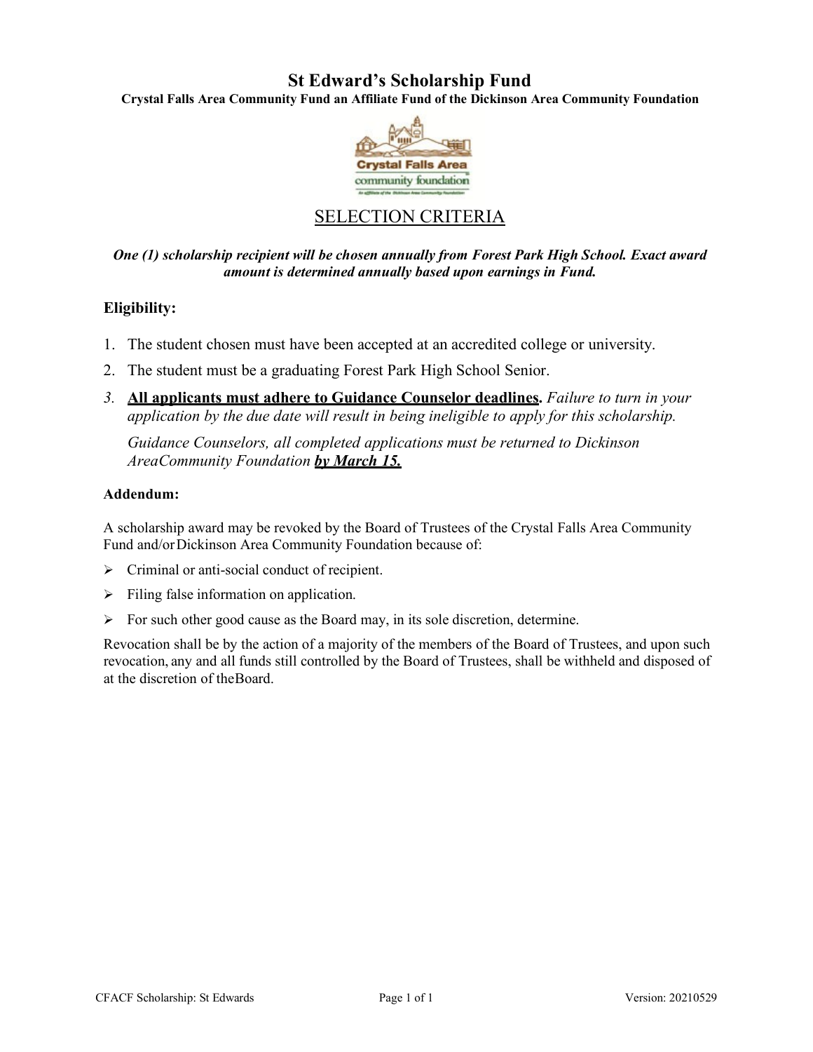# St Edward's Scholarship Fund

**Crystal Falls Area Community Fund an Affiliate Fund of the Dickinson Area Community Foundation**

## SELECTION CRITERIA

***One (1) scholarship recipient will be chosen annually from Forest Park High School. Exact award amount is determined annually based upon earnings in Fund.***

### Eligibility:

1. The student chosen must have been accepted at an accredited college or university.
2. The student must be a graduating Forest Park High School Senior.
3. **All applicants must adhere to Guidance Counselor deadlines.** *Failure to turn in your application by the due date will result in being ineligible to apply for this scholarship.*

   *Guidance Counselors, all completed applications must be returned to Dickinson AreaCommunity Foundation* ***by March 15.***

**Addendum:**

A scholarship award may be revoked by the Board of Trustees of the Crystal Falls Area Community Fund and/or Dickinson Area Community Foundation because of:

- Criminal or anti-social conduct of recipient.
- Filing false information on application.
- For such other good cause as the Board may, in its sole discretion, determine.

Revocation shall be by the action of a majority of the members of the Board of Trustees, and upon such revocation, any and all funds still controlled by the Board of Trustees, shall be withheld and disposed of at the discretion of theBoard.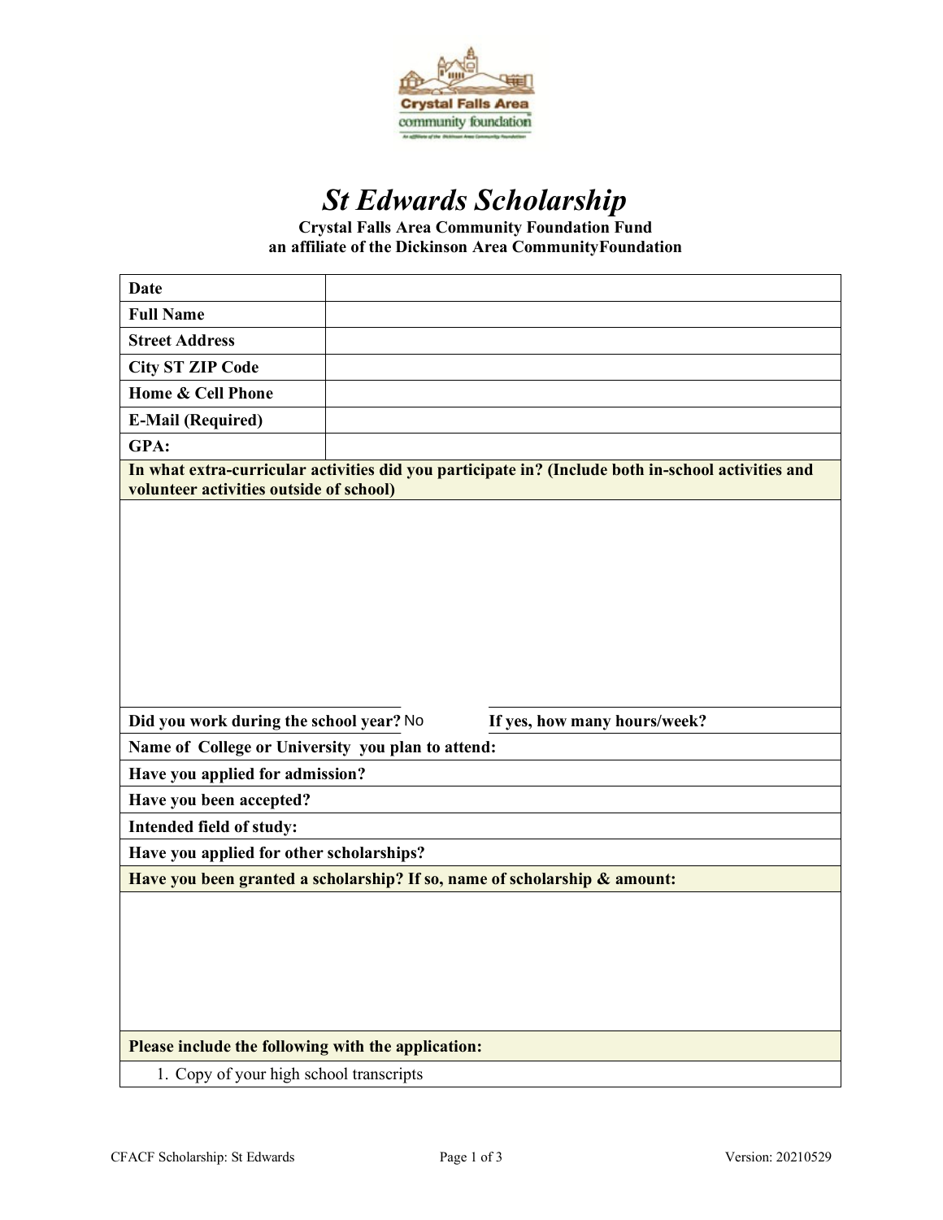# *St Edwards Scholarship*

**Crystal Falls Area Community Foundation Fund**
**an affiliate of the Dickinson Area CommunityFoundation**

| | |
|---|---|
| **Date** | |
| **Full Name** | |
| **Street Address** | |
| **City ST ZIP Code** | |
| **Home & Cell Phone** | |
| **E-Mail (Required)** | |
| **GPA:** | |

**In what extra-curricular activities did you participate in? (Include both in-school activities and volunteer activities outside of school)**

| | |
|---|---|
| **Did you work during the school year?** No | **If yes, how many hours/week?** |

**Name of College or University you plan to attend:**

**Have you applied for admission?**

**Have you been accepted?**

**Intended field of study:**

**Have you applied for other scholarships?**

**Have you been granted a scholarship? If so, name of scholarship & amount:**

**Please include the following with the application:**

1. Copy of your high school transcripts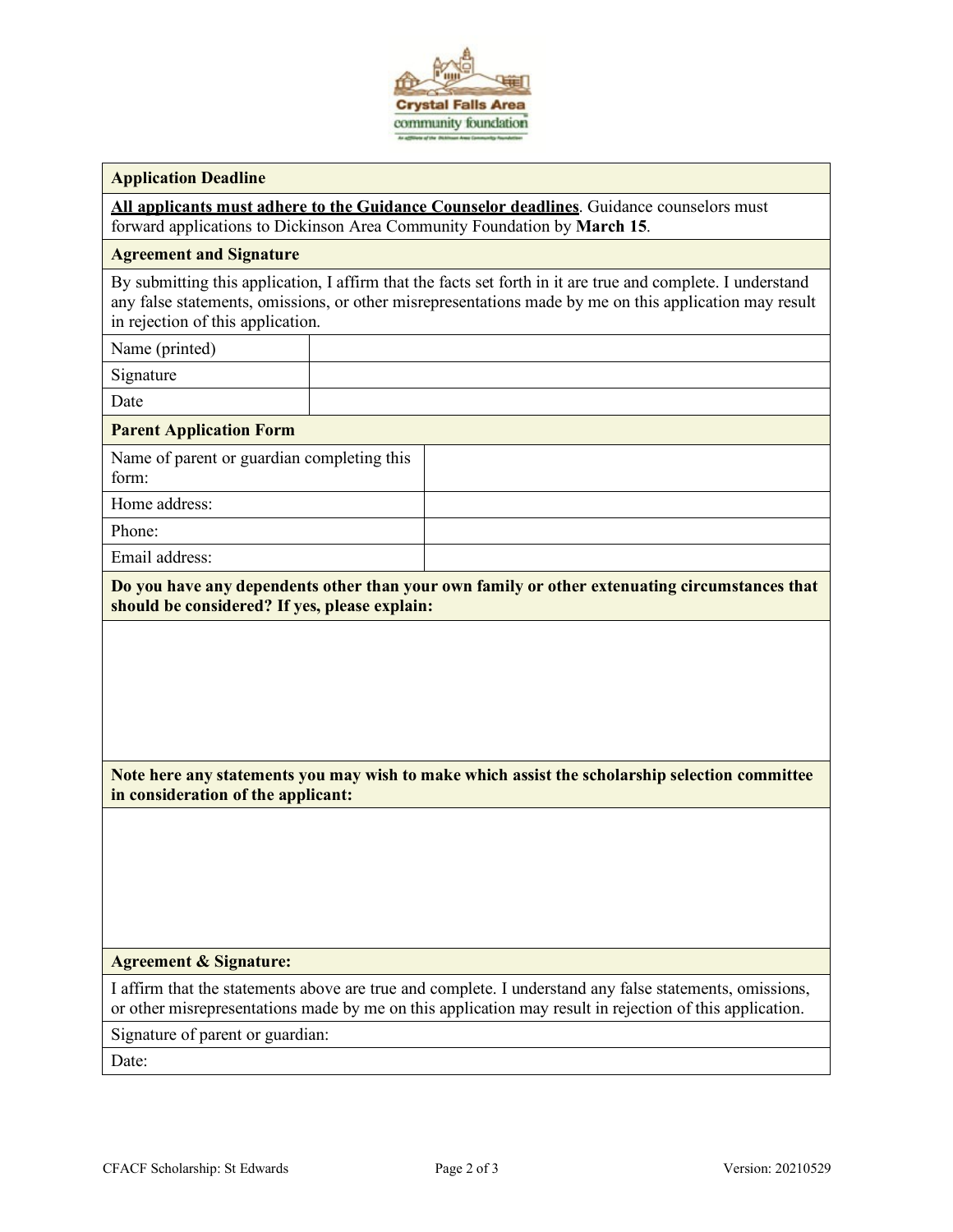| **Application Deadline** | |
|---|---|
| **All applicants must adhere to the Guidance Counselor deadlines**. Guidance counselors must forward applications to Dickinson Area Community Foundation by **March 15**. | |
| **Agreement and Signature** | |
| By submitting this application, I affirm that the facts set forth in it are true and complete. I understand any false statements, omissions, or other misrepresentations made by me on this application may result in rejection of this application. | |
| Name (printed) | |
| Signature | |
| Date | |

| **Parent Application Form** | |
|---|---|
| Name of parent or guardian completing this form: | |
| Home address: | |
| Phone: | |
| Email address: | |

**Do you have any dependents other than your own family or other extenuating circumstances that should be considered? If yes, please explain:**

**Note here any statements you may wish to make which assist the scholarship selection committee in consideration of the applicant:**

**Agreement & Signature:**

I affirm that the statements above are true and complete. I understand any false statements, omissions, or other misrepresentations made by me on this application may result in rejection of this application.

Signature of parent or guardian:

Date: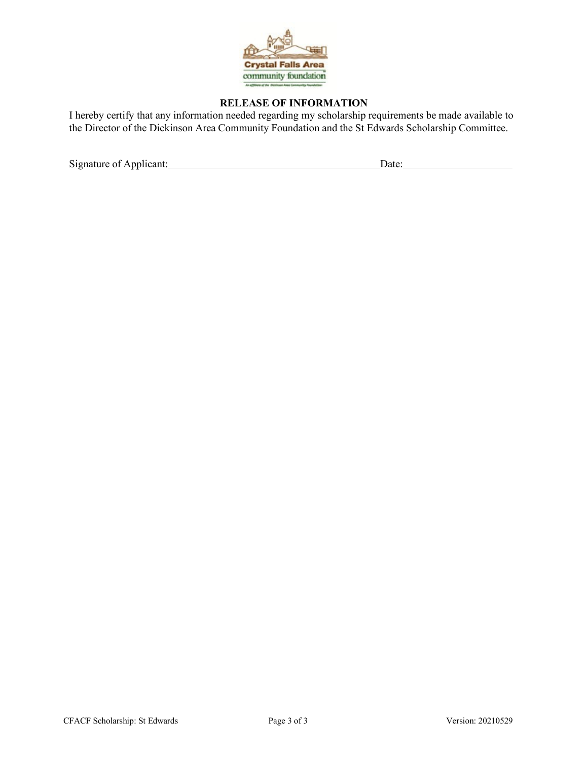## RELEASE OF INFORMATION

I hereby certify that any information needed regarding my scholarship requirements be made available to the Director of the Dickinson Area Community Foundation and the St Edwards Scholarship Committee.

Signature of Applicant:________________________________________Date:____________________